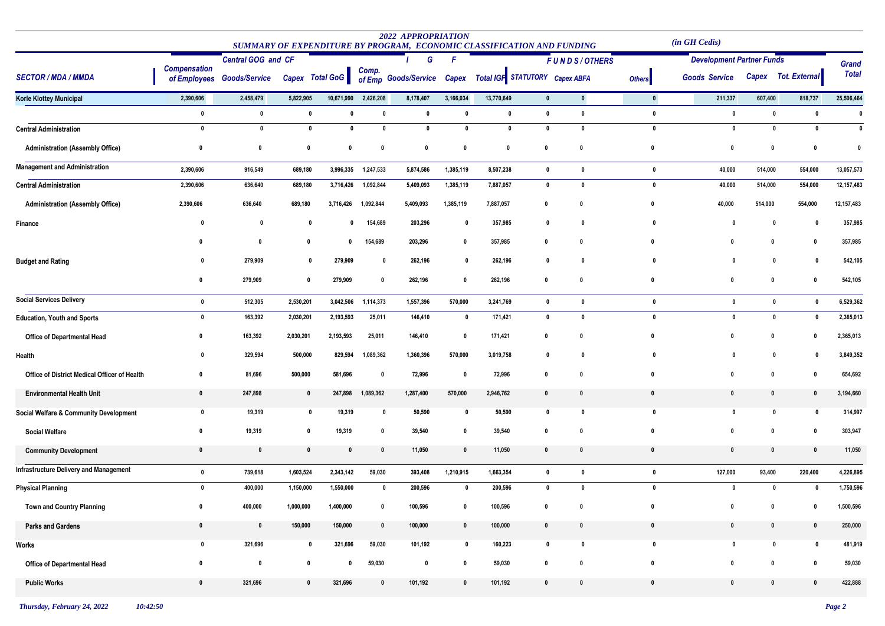## 2022 APPROPRIATION

### SUMMARY OF EXPENDITURE BY PROGRAM, ECONOMIC CLASSIFICATION AND FUNDING

*(in GH Cedis)*

| SECTOR / MDA / MMDA | Central GOG and CF | | | | I G F | | | | F U N D S / OTHERS | | | Development Partner Funds | | | Grand Total |
|---|---|---|---|---|---|---|---|---|---|---|---|---|---|---|---|
| | Compensation of Employees | Goods/Service | Capex | Total GoG | Comp. of Emp | Goods/Service | Capex | Total IGF | STATUTORY | Capex ABFA | Others | Goods Service | Capex | Tot. External | |
| **Korle Klottey Municipal** | 2,390,606 | 2,458,479 | 5,822,905 | 10,671,990 | 2,426,208 | 8,178,407 | 3,166,034 | 13,770,649 | 0 | 0 | 0 | 211,337 | 607,400 | 818,737 | 25,506,464 |
| | 0 | 0 | 0 | 0 | 0 | 0 | 0 | 0 | 0 | 0 | 0 | 0 | 0 | 0 | 0 |
| Central Administration | 0 | 0 | 0 | 0 | 0 | 0 | 0 | 0 | 0 | 0 | 0 | 0 | 0 | 0 | 0 |
| Administration (Assembly Office) | 0 | 0 | 0 | 0 | 0 | 0 | 0 | 0 | 0 | 0 | 0 | 0 | 0 | 0 | 0 |
| Management and Administration | 2,390,606 | 916,549 | 689,180 | 3,996,335 | 1,247,533 | 5,874,586 | 1,385,119 | 8,507,238 | 0 | 0 | 0 | 40,000 | 514,000 | 554,000 | 13,057,573 |
| Central Administration | 2,390,606 | 636,640 | 689,180 | 3,716,426 | 1,092,844 | 5,409,093 | 1,385,119 | 7,887,057 | 0 | 0 | 0 | 40,000 | 514,000 | 554,000 | 12,157,483 |
| Administration (Assembly Office) | 2,390,606 | 636,640 | 689,180 | 3,716,426 | 1,092,844 | 5,409,093 | 1,385,119 | 7,887,057 | 0 | 0 | 0 | 40,000 | 514,000 | 554,000 | 12,157,483 |
| Finance | 0 | 0 | 0 | 0 | 154,689 | 203,296 | 0 | 357,985 | 0 | 0 | 0 | 0 | 0 | 0 | 357,985 |
| | 0 | 0 | 0 | 0 | 154,689 | 203,296 | 0 | 357,985 | 0 | 0 | 0 | 0 | 0 | 0 | 357,985 |
| Budget and Rating | 0 | 279,909 | 0 | 279,909 | 0 | 262,196 | 0 | 262,196 | 0 | 0 | 0 | 0 | 0 | 0 | 542,105 |
| | 0 | 279,909 | 0 | 279,909 | 0 | 262,196 | 0 | 262,196 | 0 | 0 | 0 | 0 | 0 | 0 | 542,105 |
| Social Services Delivery | 0 | 512,305 | 2,530,201 | 3,042,506 | 1,114,373 | 1,557,396 | 570,000 | 3,241,769 | 0 | 0 | 0 | 0 | 0 | 0 | 6,529,362 |
| Education, Youth and Sports | 0 | 163,392 | 2,030,201 | 2,193,593 | 25,011 | 146,410 | 0 | 171,421 | 0 | 0 | 0 | 0 | 0 | 0 | 2,365,013 |
| Office of Departmental Head | 0 | 163,392 | 2,030,201 | 2,193,593 | 25,011 | 146,410 | 0 | 171,421 | 0 | 0 | 0 | 0 | 0 | 0 | 2,365,013 |
| Health | 0 | 329,594 | 500,000 | 829,594 | 1,089,362 | 1,360,396 | 570,000 | 3,019,758 | 0 | 0 | 0 | 0 | 0 | 0 | 3,849,352 |
| Office of District Medical Officer of Health | 0 | 81,696 | 500,000 | 581,696 | 0 | 72,996 | 0 | 72,996 | 0 | 0 | 0 | 0 | 0 | 0 | 654,692 |
| Environmental Health Unit | 0 | 247,898 | 0 | 247,898 | 1,089,362 | 1,287,400 | 570,000 | 2,946,762 | 0 | 0 | 0 | 0 | 0 | 0 | 3,194,660 |
| Social Welfare & Community Development | 0 | 19,319 | 0 | 19,319 | 0 | 50,590 | 0 | 50,590 | 0 | 0 | 0 | 0 | 0 | 0 | 314,997 |
| Social Welfare | 0 | 19,319 | 0 | 19,319 | 0 | 39,540 | 0 | 39,540 | 0 | 0 | 0 | 0 | 0 | 0 | 303,947 |
| Community Development | 0 | 0 | 0 | 0 | 0 | 11,050 | 0 | 11,050 | 0 | 0 | 0 | 0 | 0 | 0 | 11,050 |
| Infrastructure Delivery and Management | 0 | 739,618 | 1,603,524 | 2,343,142 | 59,030 | 393,408 | 1,210,915 | 1,663,354 | 0 | 0 | 0 | 127,000 | 93,400 | 220,400 | 4,226,895 |
| Physical Planning | 0 | 400,000 | 1,150,000 | 1,550,000 | 0 | 200,596 | 0 | 200,596 | 0 | 0 | 0 | 0 | 0 | 0 | 1,750,596 |
| Town and Country Planning | 0 | 400,000 | 1,000,000 | 1,400,000 | 0 | 100,596 | 0 | 100,596 | 0 | 0 | 0 | 0 | 0 | 0 | 1,500,596 |
| Parks and Gardens | 0 | 0 | 150,000 | 150,000 | 0 | 100,000 | 0 | 100,000 | 0 | 0 | 0 | 0 | 0 | 0 | 250,000 |
| Works | 0 | 321,696 | 0 | 321,696 | 59,030 | 101,192 | 0 | 160,223 | 0 | 0 | 0 | 0 | 0 | 0 | 481,919 |
| Office of Departmental Head | 0 | 0 | 0 | 0 | 59,030 | 0 | 0 | 59,030 | 0 | 0 | 0 | 0 | 0 | 0 | 59,030 |
| Public Works | 0 | 321,696 | 0 | 321,696 | 0 | 101,192 | 0 | 101,192 | 0 | 0 | 0 | 0 | 0 | 0 | 422,888 |

*Thursday, February 24, 2022 10:42:50*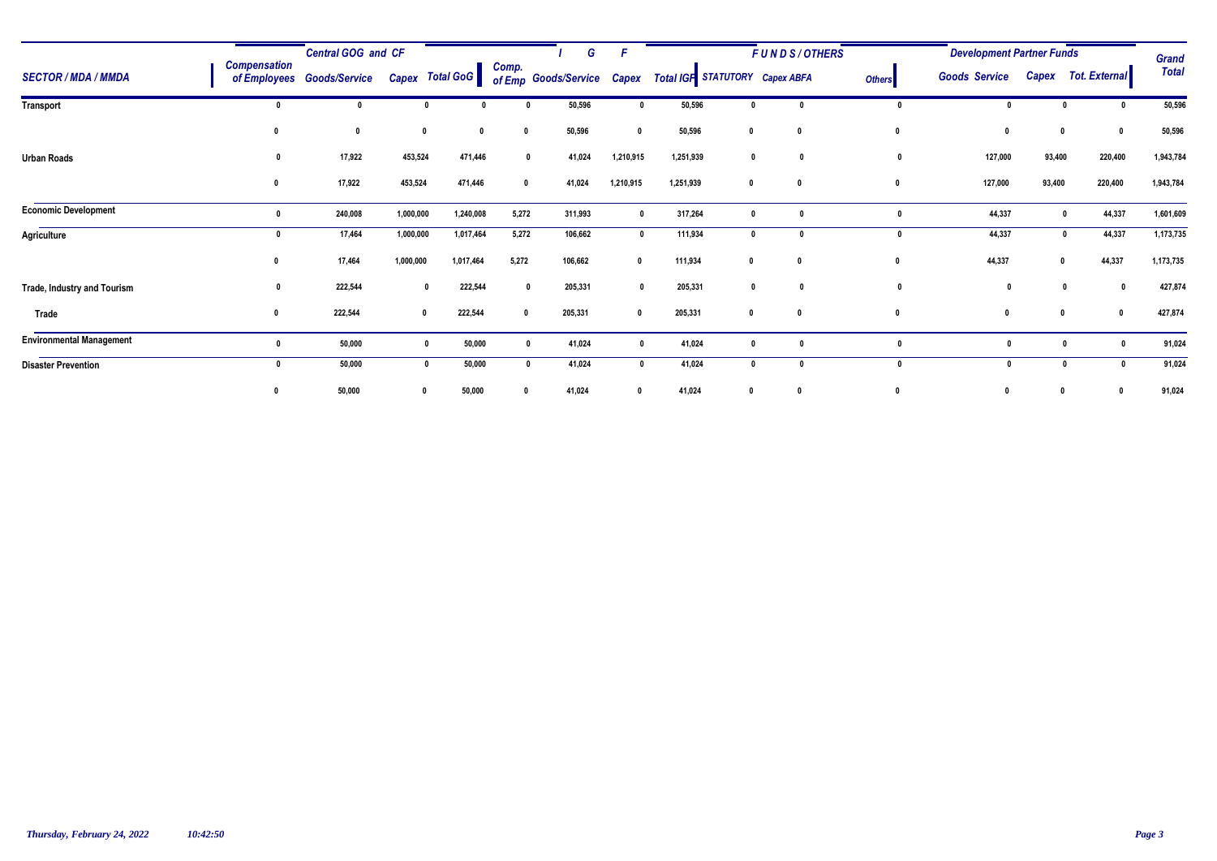| SECTOR / MDA / MMDA | Central GOG and CF | | | | IGF | | | | FUNDS / OTHERS | | | Development Partner Funds | | | Grand Total |
|---|---|---|---|---|---|---|---|---|---|---|---|---|---|---|---|
| | Compensation of Employees | Goods/Service | Capex | Total GoG | Comp. of Emp | Goods/Service | Capex | Total IGF | STATUTORY | Capex ABFA | Others | Goods Service | Capex | Tot. External | |
| Transport | 0 | 0 | 0 | 0 | 0 | 50,596 | 0 | 50,596 | 0 | 0 | 0 | 0 | 0 | 0 | 50,596 |
| | 0 | 0 | 0 | 0 | 0 | 50,596 | 0 | 50,596 | 0 | 0 | 0 | 0 | 0 | 0 | 50,596 |
| Urban Roads | 0 | 17,922 | 453,524 | 471,446 | 0 | 41,024 | 1,210,915 | 1,251,939 | 0 | 0 | 0 | 127,000 | 93,400 | 220,400 | 1,943,784 |
| | 0 | 17,922 | 453,524 | 471,446 | 0 | 41,024 | 1,210,915 | 1,251,939 | 0 | 0 | 0 | 127,000 | 93,400 | 220,400 | 1,943,784 |
| Economic Development | 0 | 240,008 | 1,000,000 | 1,240,008 | 5,272 | 311,993 | 0 | 317,264 | 0 | 0 | 0 | 44,337 | 0 | 44,337 | 1,601,609 |
| Agriculture | 0 | 17,464 | 1,000,000 | 1,017,464 | 5,272 | 106,662 | 0 | 111,934 | 0 | 0 | 0 | 44,337 | 0 | 44,337 | 1,173,735 |
| | 0 | 17,464 | 1,000,000 | 1,017,464 | 5,272 | 106,662 | 0 | 111,934 | 0 | 0 | 0 | 44,337 | 0 | 44,337 | 1,173,735 |
| Trade, Industry and Tourism | 0 | 222,544 | 0 | 222,544 | 0 | 205,331 | 0 | 205,331 | 0 | 0 | 0 | 0 | 0 | 0 | 427,874 |
| Trade | 0 | 222,544 | 0 | 222,544 | 0 | 205,331 | 0 | 205,331 | 0 | 0 | 0 | 0 | 0 | 0 | 427,874 |
| Environmental Management | 0 | 50,000 | 0 | 50,000 | 0 | 41,024 | 0 | 41,024 | 0 | 0 | 0 | 0 | 0 | 0 | 91,024 |
| Disaster Prevention | 0 | 50,000 | 0 | 50,000 | 0 | 41,024 | 0 | 41,024 | 0 | 0 | 0 | 0 | 0 | 0 | 91,024 |
| | 0 | 50,000 | 0 | 50,000 | 0 | 41,024 | 0 | 41,024 | 0 | 0 | 0 | 0 | 0 | 0 | 91,024 |